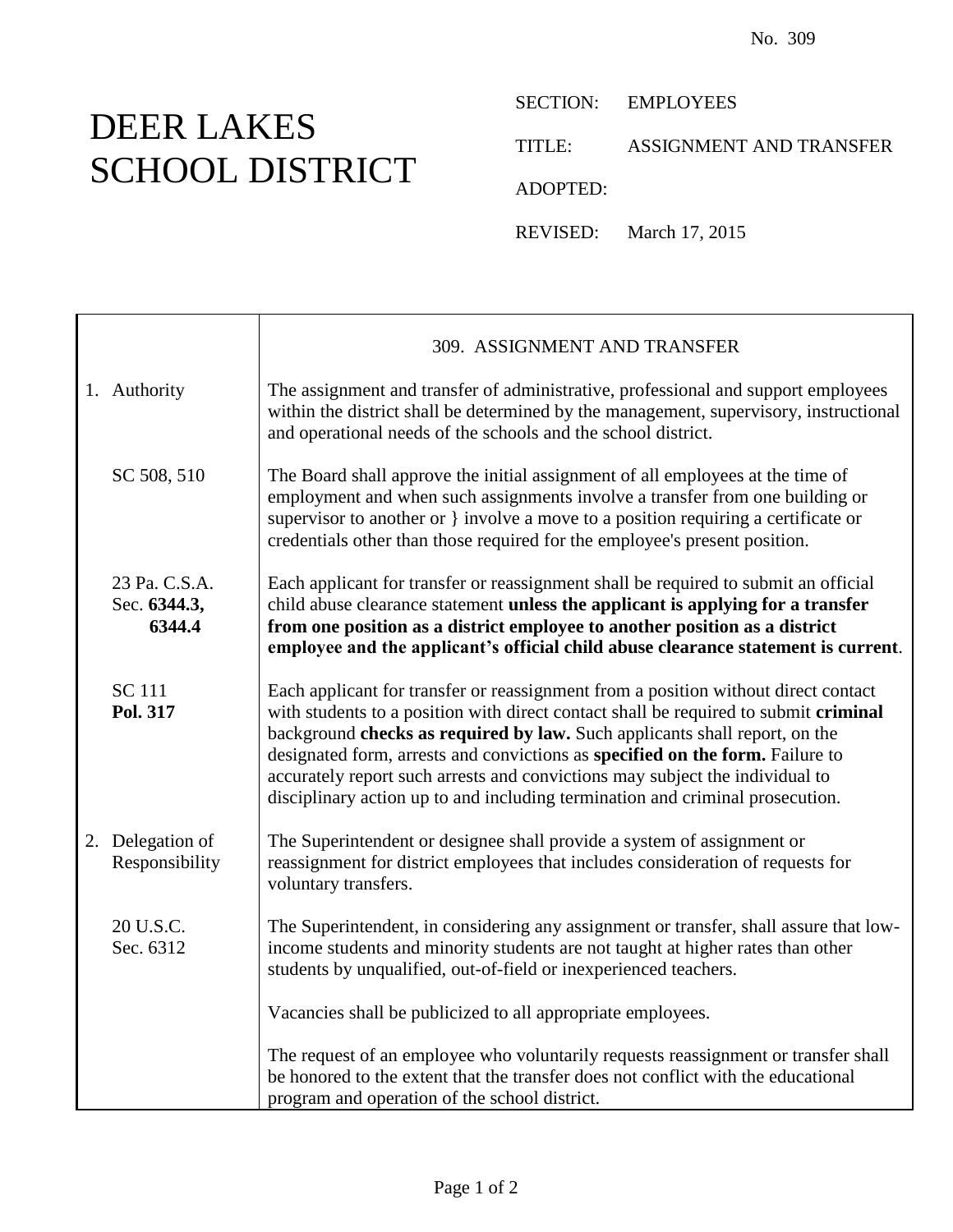No. 309

# DEER LAKES SCHOOL DISTRICT

SECTION: EMPLOYEES

TITLE: ASSIGNMENT AND TRANSFER

ADOPTED:

REVISED: March 17, 2015

## 309. ASSIGNMENT AND TRANSFER

| | |
|---|---|
| 1. Authority | The assignment and transfer of administrative, professional and support employees within the district shall be determined by the management, supervisory, instructional and operational needs of the schools and the school district. |
| SC 508, 510 | The Board shall approve the initial assignment of all employees at the time of employment and when such assignments involve a transfer from one building or supervisor to another or } involve a move to a position requiring a certificate or credentials other than those required for the employee's present position. |
| 23 Pa. C.S.A. Sec. **6344.3, 6344.4** | Each applicant for transfer or reassignment shall be required to submit an official child abuse clearance statement **unless the applicant is applying for a transfer from one position as a district employee to another position as a district employee and the applicant's official child abuse clearance statement is current**. |
| SC 111 **Pol. 317** | Each applicant for transfer or reassignment from a position without direct contact with students to a position with direct contact shall be required to submit **criminal** background **checks as required by law.** Such applicants shall report, on the designated form, arrests and convictions as **specified on the form.** Failure to accurately report such arrests and convictions may subject the individual to disciplinary action up to and including termination and criminal prosecution. |
| 2. Delegation of Responsibility | The Superintendent or designee shall provide a system of assignment or reassignment for district employees that includes consideration of requests for voluntary transfers. |
| 20 U.S.C. Sec. 6312 | The Superintendent, in considering any assignment or transfer, shall assure that low-income students and minority students are not taught at higher rates than other students by unqualified, out-of-field or inexperienced teachers. |
| | Vacancies shall be publicized to all appropriate employees. |
| | The request of an employee who voluntarily requests reassignment or transfer shall be honored to the extent that the transfer does not conflict with the educational program and operation of the school district. |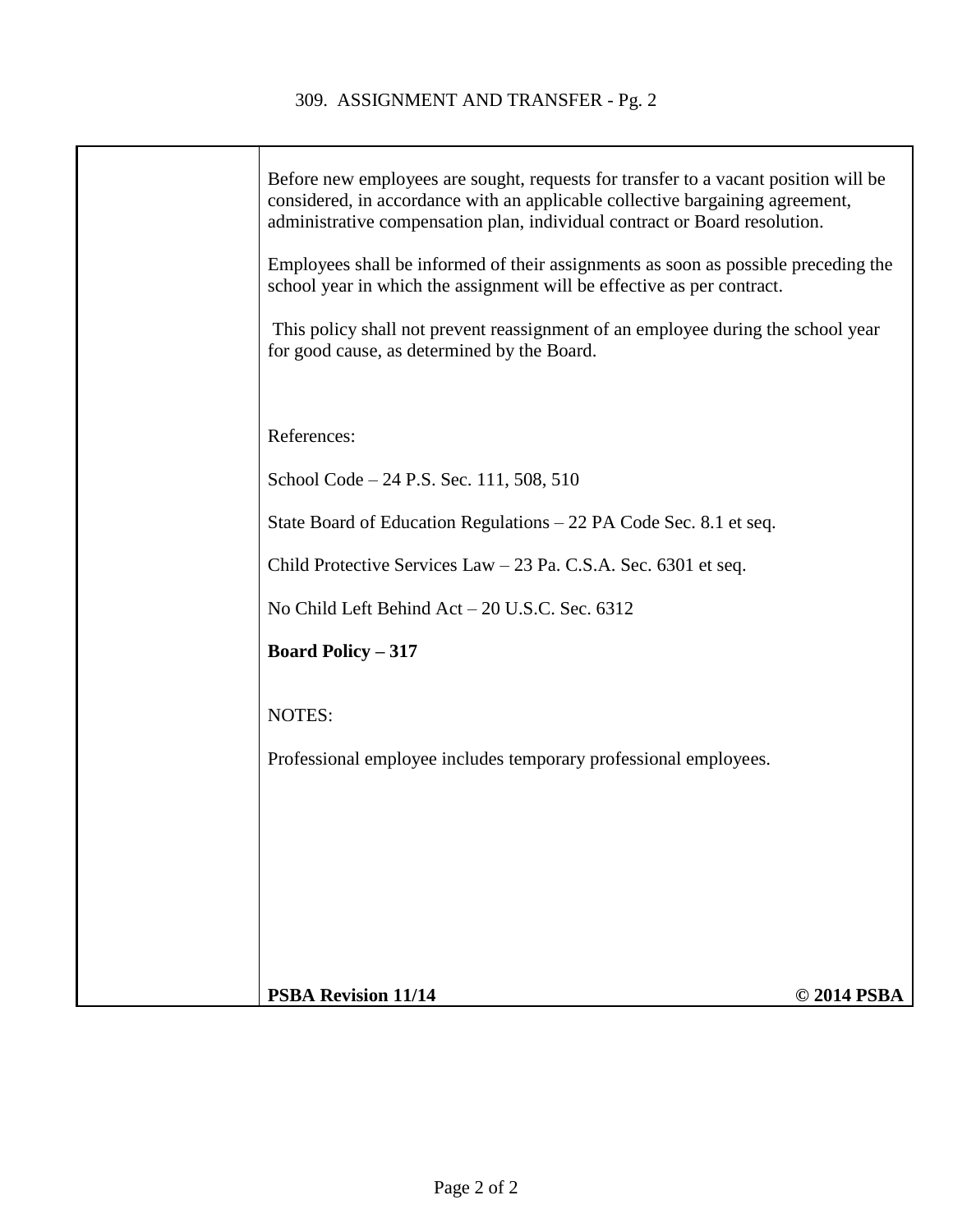Before new employees are sought, requests for transfer to a vacant position will be considered, in accordance with an applicable collective bargaining agreement, administrative compensation plan, individual contract or Board resolution.

Employees shall be informed of their assignments as soon as possible preceding the school year in which the assignment will be effective as per contract.

This policy shall not prevent reassignment of an employee during the school year for good cause, as determined by the Board.

References:

School Code – 24 P.S. Sec. 111, 508, 510

State Board of Education Regulations – 22 PA Code Sec. 8.1 et seq.

Child Protective Services Law – 23 Pa. C.S.A. Sec. 6301 et seq.

No Child Left Behind Act – 20 U.S.C. Sec. 6312

**Board Policy – 317**

NOTES:

Professional employee includes temporary professional employees.

**PSBA Revision 11/14** **© 2014 PSBA**